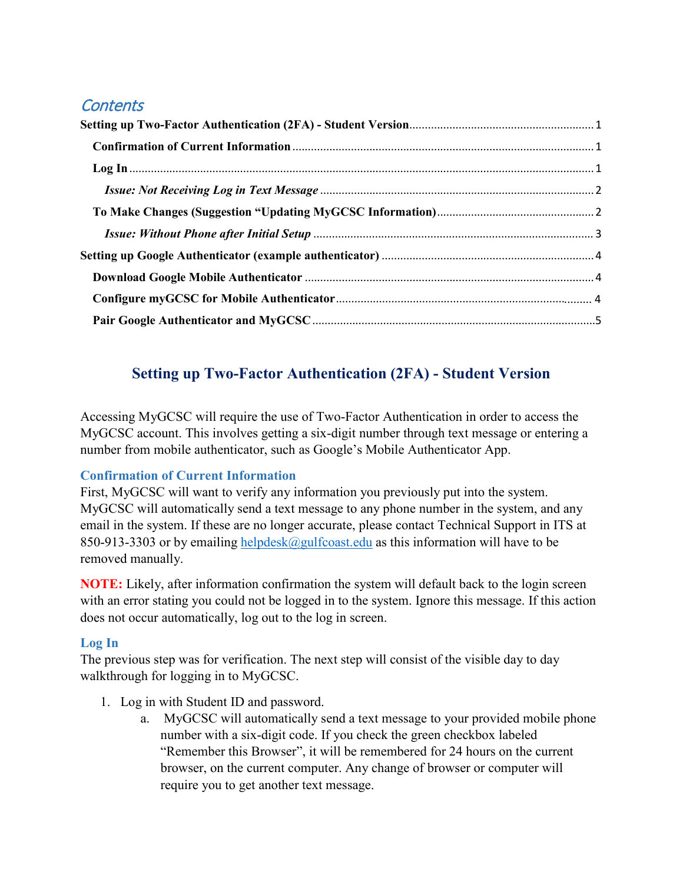## Contents

**Setting up Two-Factor Authentication (2FA) - Student Version** .......... 1

- **Confirmation of Current Information** .......... 1
- **Log In** .......... 1
  - ***Issue: Not Receiving Log in Text Message*** .......... 2
- **To Make Changes (Suggestion "Updating MyGCSC Information)** .......... 2
  - ***Issue: Without Phone after Initial Setup*** .......... 3

**Setting up Google Authenticator (example authenticator)** .......... 4

- **Download Google Mobile Authenticator** .......... 4
- **Configure myGCSC for Mobile Authenticator** .......... 4
- **Pair Google Authenticator and MyGCSC** .......... 5

# Setting up Two-Factor Authentication (2FA) - Student Version

Accessing MyGCSC will require the use of Two-Factor Authentication in order to access the MyGCSC account. This involves getting a six-digit number through text message or entering a number from mobile authenticator, such as Google's Mobile Authenticator App.

## Confirmation of Current Information

First, MyGCSC will want to verify any information you previously put into the system. MyGCSC will automatically send a text message to any phone number in the system, and any email in the system. If these are no longer accurate, please contact Technical Support in ITS at 850-913-3303 or by emailing helpdesk@gulfcoast.edu as this information will have to be removed manually.

**NOTE:** Likely, after information confirmation the system will default back to the login screen with an error stating you could not be logged in to the system. Ignore this message. If this action does not occur automatically, log out to the log in screen.

## Log In

The previous step was for verification. The next step will consist of the visible day to day walkthrough for logging in to MyGCSC.

1. Log in with Student ID and password.
   a. MyGCSC will automatically send a text message to your provided mobile phone number with a six-digit code. If you check the green checkbox labeled "Remember this Browser", it will be remembered for 24 hours on the current browser, on the current computer. Any change of browser or computer will require you to get another text message.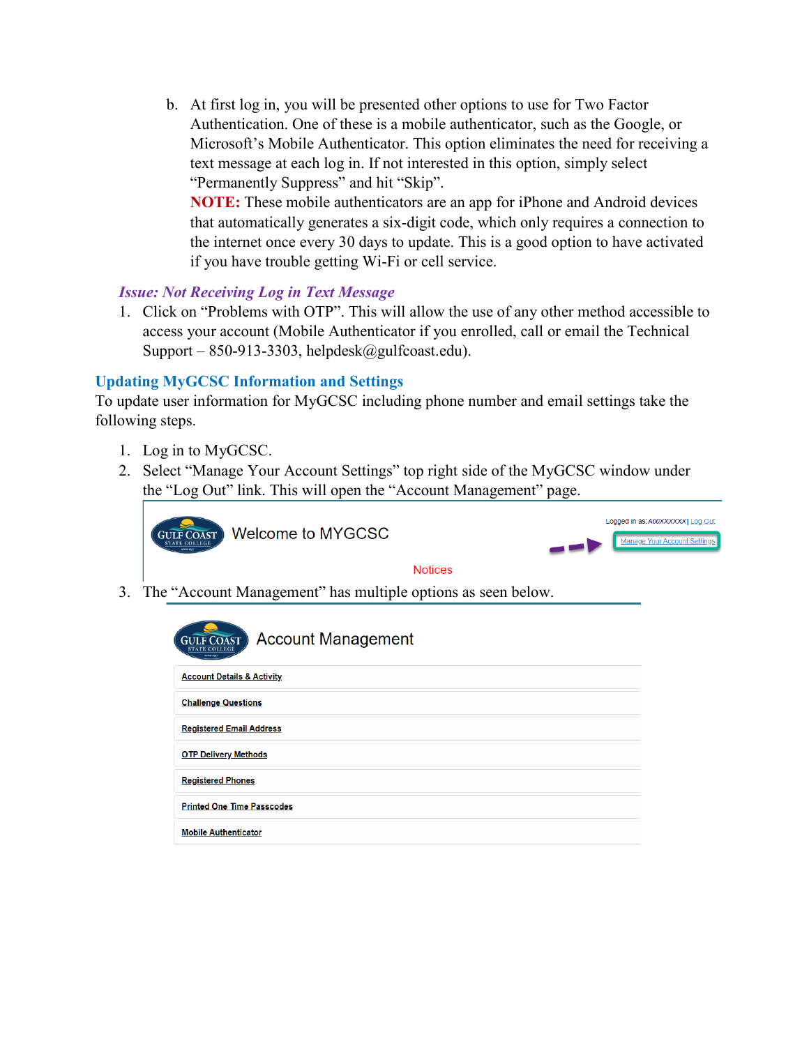b. At first log in, you will be presented other options to use for Two Factor Authentication. One of these is a mobile authenticator, such as the Google, or Microsoft's Mobile Authenticator. This option eliminates the need for receiving a text message at each log in. If not interested in this option, simply select "Permanently Suppress" and hit "Skip".
   **NOTE:** These mobile authenticators are an app for iPhone and Android devices that automatically generates a six-digit code, which only requires a connection to the internet once every 30 days to update. This is a good option to have activated if you have trouble getting Wi-Fi or cell service.

### *Issue: Not Receiving Log in Text Message*

1. Click on "Problems with OTP". This will allow the use of any other method accessible to access your account (Mobile Authenticator if you enrolled, call or email the Technical Support – 850-913-3303, helpdesk@gulfcoast.edu).

## Updating MyGCSC Information and Settings

To update user information for MyGCSC including phone number and email settings take the following steps.

1. Log in to MyGCSC.
2. Select "Manage Your Account Settings" top right side of the MyGCSC window under the "Log Out" link. This will open the "Account Management" page.

   Welcome to MYGCSC

   Logged in as: A00XXXXXX | Log Out

   Manage Your Account Settings

   Notices

3. The "Account Management" has multiple options as seen below.

   Account Management

   - Account Details & Activity
   - Challenge Questions
   - Registered Email Address
   - OTP Delivery Methods
   - Registered Phones
   - Printed One Time Passcodes
   - Mobile Authenticator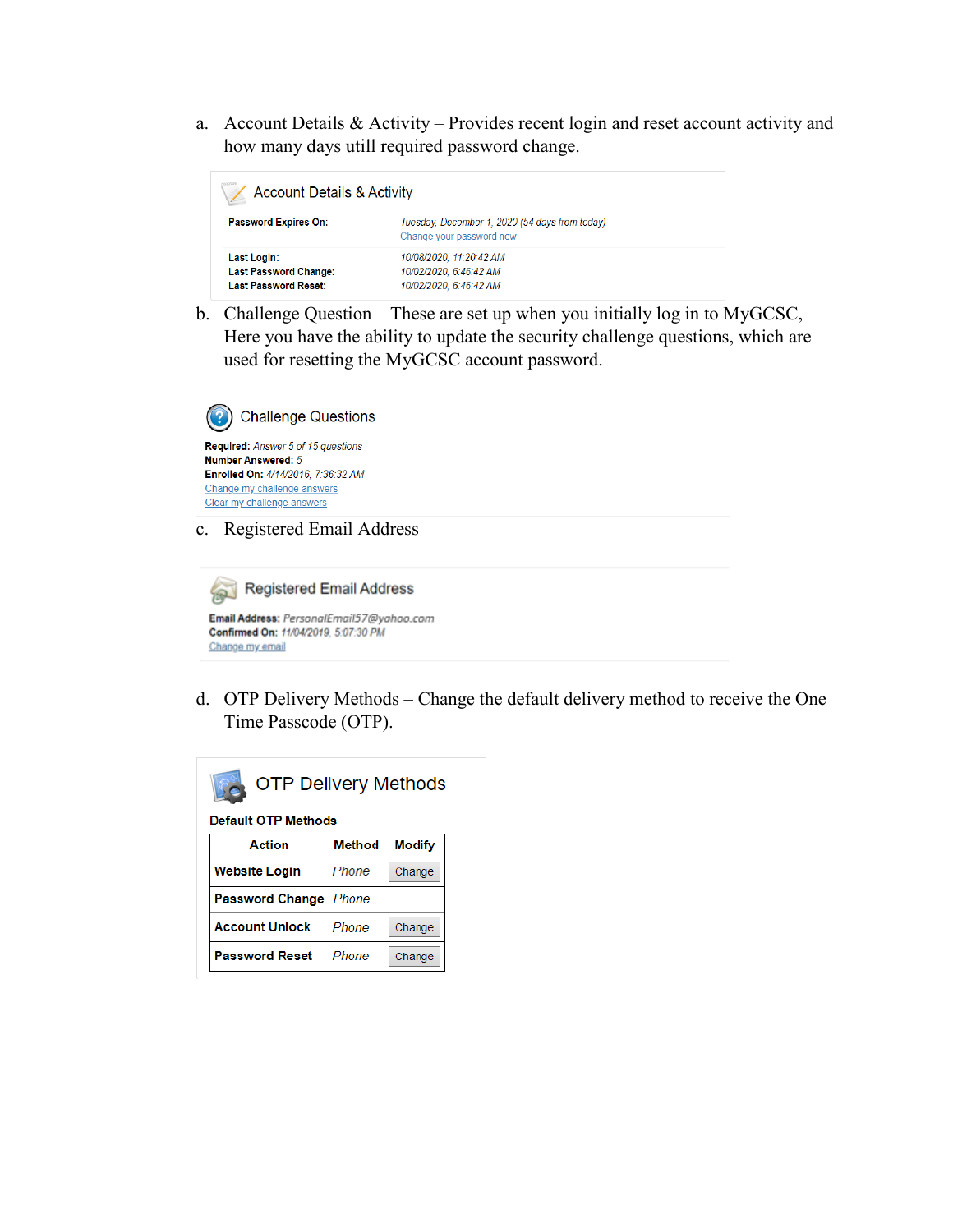a. Account Details & Activity – Provides recent login and reset account activity and how many days utill required password change.

### Account Details & Activity

**Password Expires On:** *Tuesday, December 1, 2020 (54 days from today)*
Change your password now

**Last Login:** *10/08/2020, 11:20:42 AM*
**Last Password Change:** *10/02/2020, 6:46:42 AM*
**Last Password Reset:** *10/02/2020, 6:46:42 AM*

b. Challenge Question – These are set up when you initially log in to MyGCSC, Here you have the ability to update the security challenge questions, which are used for resetting the MyGCSC account password.

### Challenge Questions

**Required:** *Answer 5 of 15 questions*
**Number Answered:** *5*
**Enrolled On:** *4/14/2016, 7:36:32 AM*
Change my challenge answers
Clear my challenge answers

c. Registered Email Address

### Registered Email Address

**Email Address:** *PersonalEmail57@yahoo.com*
**Confirmed On:** *11/04/2019, 5:07:30 PM*
Change my email

d. OTP Delivery Methods – Change the default delivery method to receive the One Time Passcode (OTP).

### OTP Delivery Methods

**Default OTP Methods**

| Action | Method | Modify |
|---|---|---|
| **Website Login** | *Phone* | Change |
| **Password Change** | *Phone* | |
| **Account Unlock** | *Phone* | Change |
| **Password Reset** | *Phone* | Change |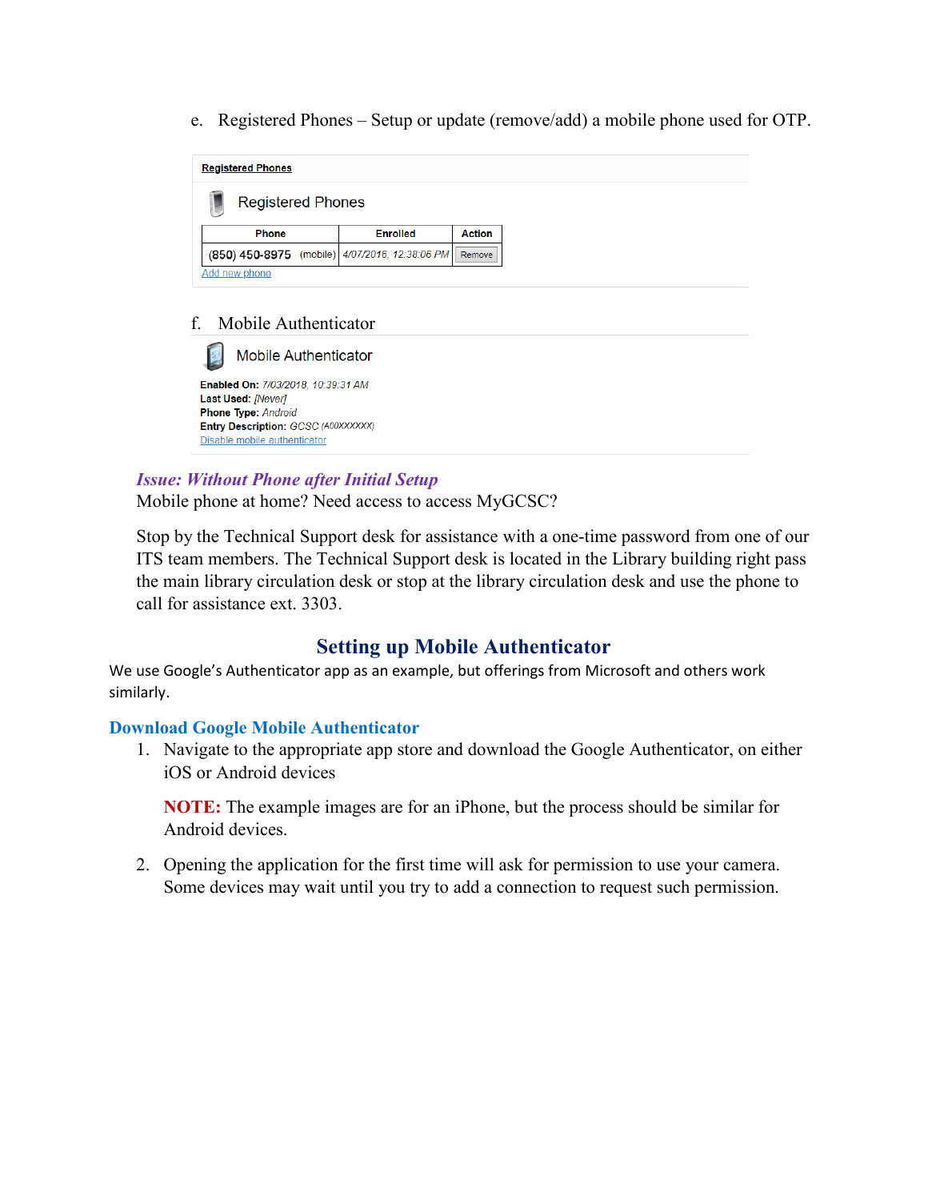e. Registered Phones – Setup or update (remove/add) a mobile phone used for OTP.

**Registered Phones**

Registered Phones

| Phone | Enrolled | Action |
|---|---|---|
| (850) 450-8975 (mobile) | 4/07/2016, 12:38:06 PM | Remove |

Add new phone

f. Mobile Authenticator

Mobile Authenticator

**Enabled On:** *7/03/2018, 10:39:31 AM*
**Last Used:** *[Never]*
**Phone Type:** *Android*
**Entry Description:** *GCSC (A00XXXXXX)*
Disable mobile authenticator

### *Issue: Without Phone after Initial Setup*

Mobile phone at home? Need access to access MyGCSC?

Stop by the Technical Support desk for assistance with a one-time password from one of our ITS team members. The Technical Support desk is located in the Library building right pass the main library circulation desk or stop at the library circulation desk and use the phone to call for assistance ext. 3303.

## Setting up Mobile Authenticator

We use Google's Authenticator app as an example, but offerings from Microsoft and others work similarly.

### Download Google Mobile Authenticator

1. Navigate to the appropriate app store and download the Google Authenticator, on either iOS or Android devices

   **NOTE:** The example images are for an iPhone, but the process should be similar for Android devices.

2. Opening the application for the first time will ask for permission to use your camera. Some devices may wait until you try to add a connection to request such permission.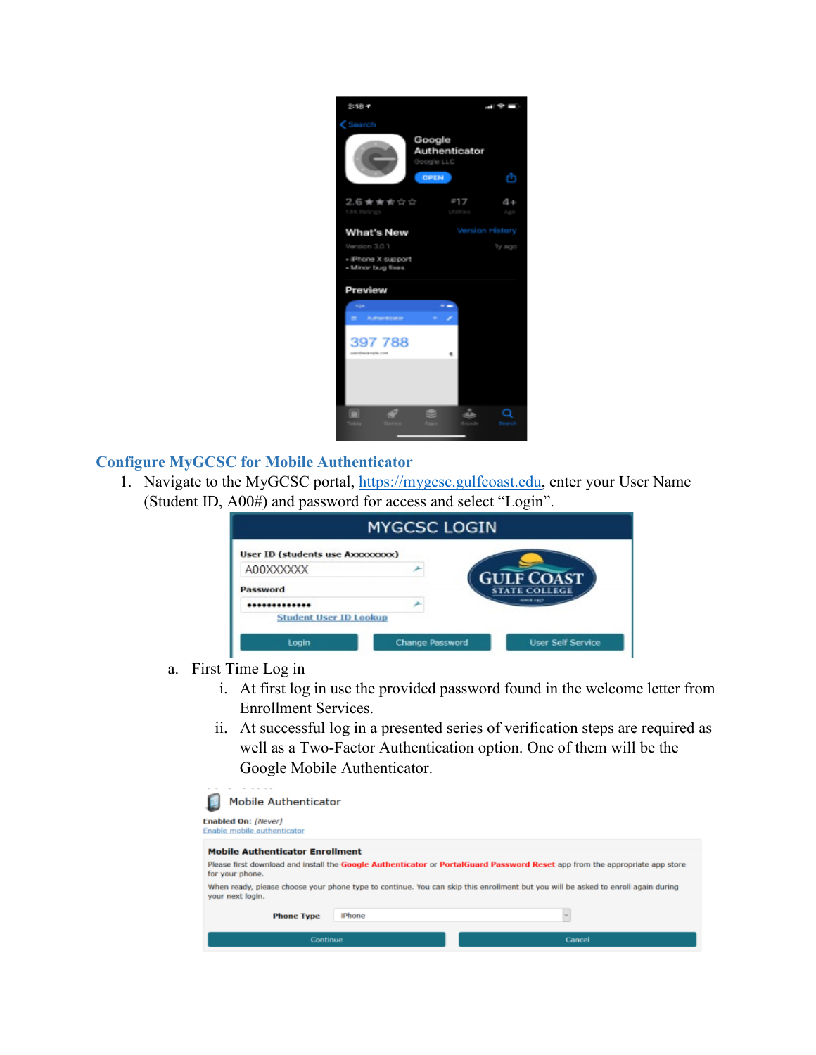## Configure MyGCSC for Mobile Authenticator

1. Navigate to the MyGCSC portal, https://mygcsc.gulfcoast.edu, enter your User Name (Student ID, A00#) and password for access and select "Login".

   a. First Time Log in

      i. At first log in use the provided password found in the welcome letter from Enrollment Services.

      ii. At successful log in a presented series of verification steps are required as well as a Two-Factor Authentication option. One of them will be the Google Mobile Authenticator.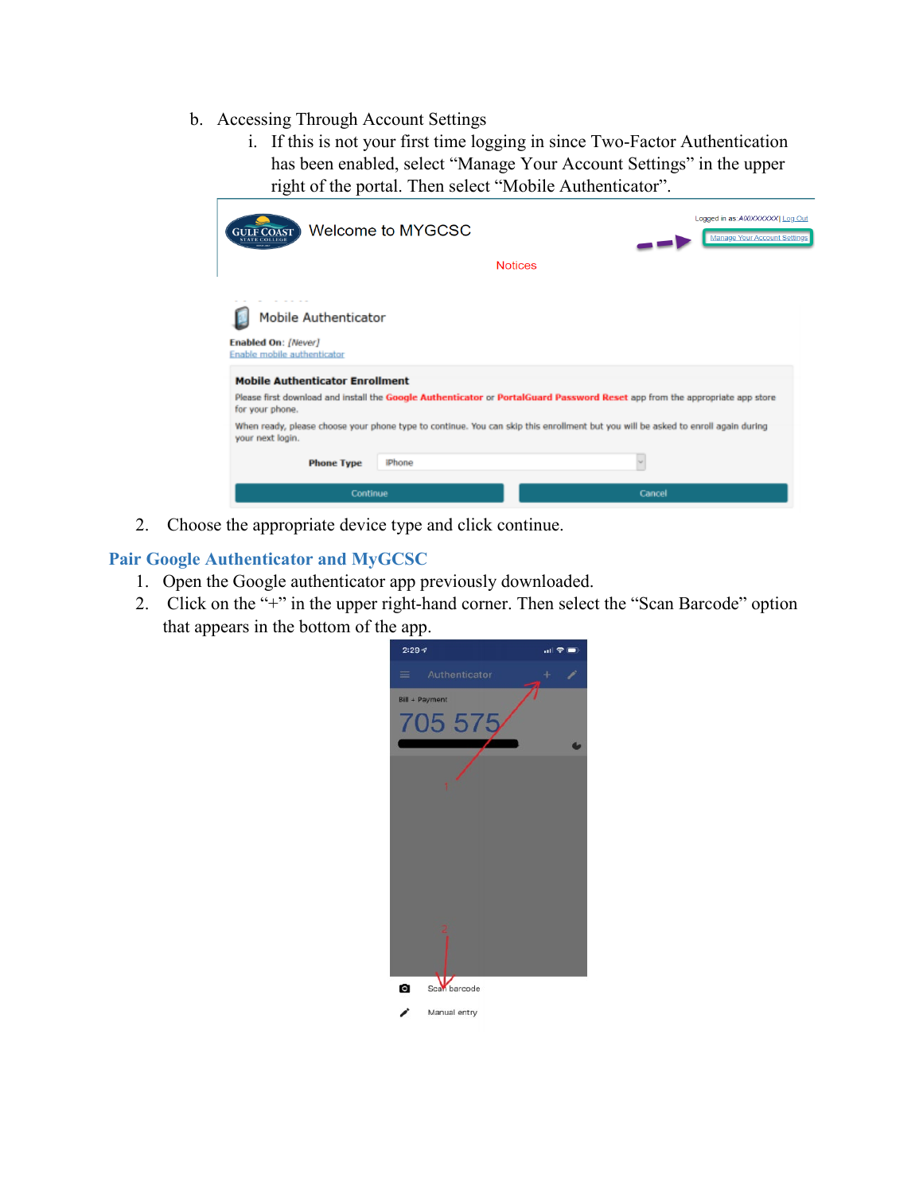b. Accessing Through Account Settings

   i. If this is not your first time logging in since Two-Factor Authentication has been enabled, select “Manage Your Account Settings” in the upper right of the portal. Then select “Mobile Authenticator”.

2. Choose the appropriate device type and click continue.

## Pair Google Authenticator and MyGCSC

1. Open the Google authenticator app previously downloaded.
2. Click on the “+” in the upper right-hand corner. Then select the “Scan Barcode” option that appears in the bottom of the app.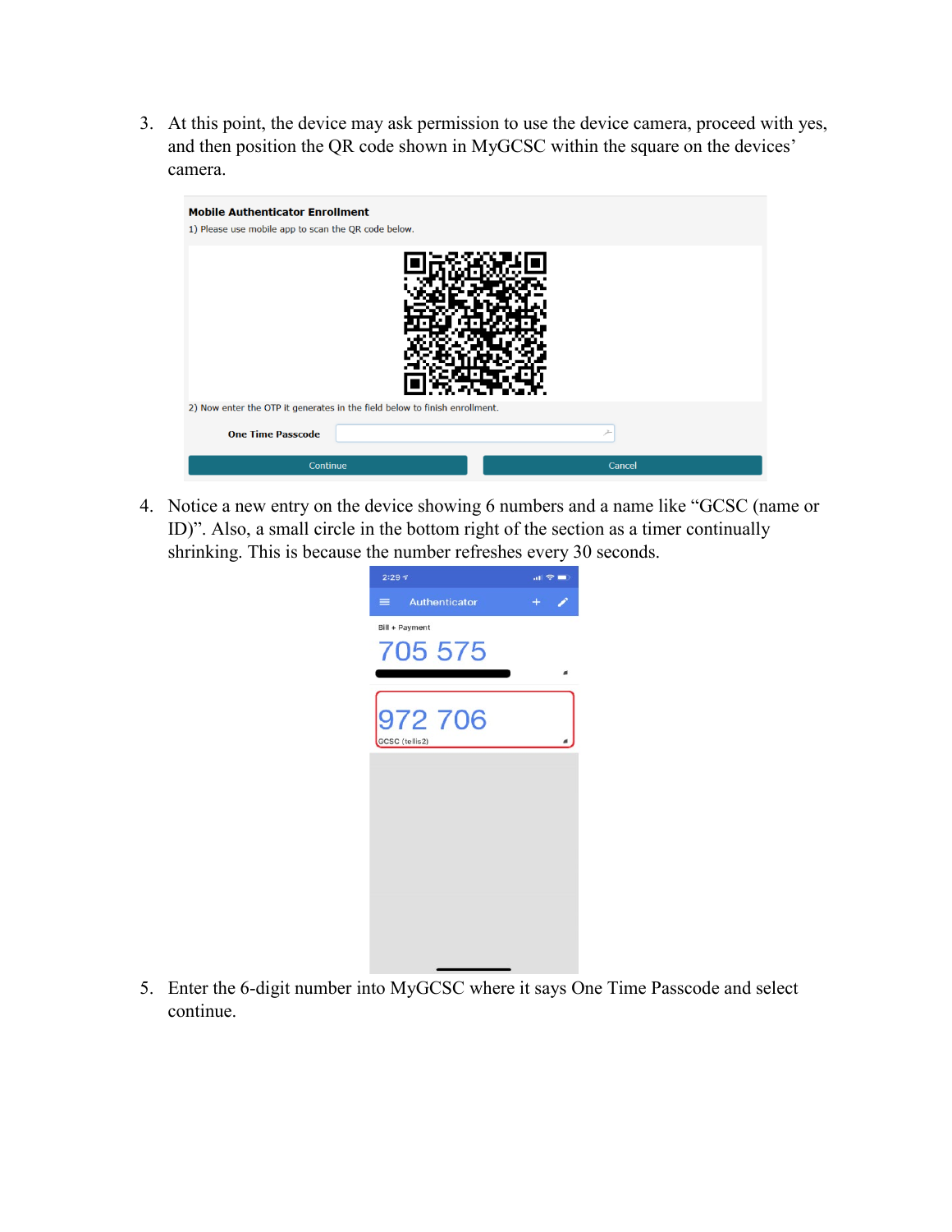3. At this point, the device may ask permission to use the device camera, proceed with yes, and then position the QR code shown in MyGCSC within the square on the devices' camera.

**Mobile Authenticator Enrollment**

1) Please use mobile app to scan the QR code below.

2) Now enter the OTP it generates in the field below to finish enrollment.

**One Time Passcode**

Continue | Cancel

4. Notice a new entry on the device showing 6 numbers and a name like "GCSC (name or ID)". Also, a small circle in the bottom right of the section as a timer continually shrinking. This is because the number refreshes every 30 seconds.

2:29

Authenticator

Bill + Payment

705 575

972 706

GCSC (tellis2)

5. Enter the 6-digit number into MyGCSC where it says One Time Passcode and select continue.